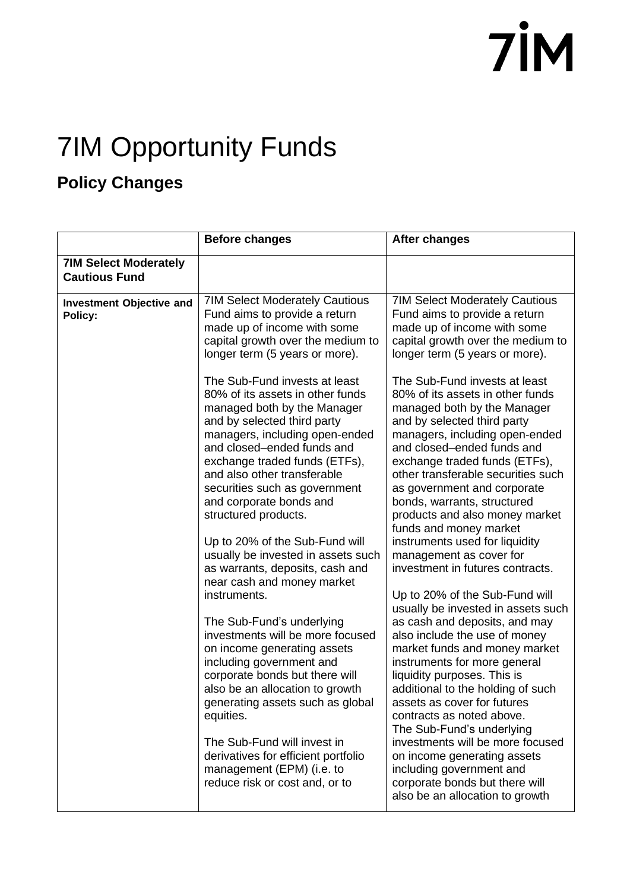# 7IM Opportunity Funds

## Policy Changes

| | **Before changes** | **After changes** |
|---|---|---|
| **7IM Select Moderately Cautious Fund** | | |
| **Investment Objective and Policy:** | 7IM Select Moderately Cautious Fund aims to provide a return made up of income with some capital growth over the medium to longer term (5 years or more).<br><br>The Sub-Fund invests at least 80% of its assets in other funds managed both by the Manager and by selected third party managers, including open-ended and closed–ended funds and exchange traded funds (ETFs), and also other transferable securities such as government and corporate bonds and structured products.<br><br>Up to 20% of the Sub-Fund will usually be invested in assets such as warrants, deposits, cash and near cash and money market instruments.<br><br>The Sub-Fund's underlying investments will be more focused on income generating assets including government and corporate bonds but there will also be an allocation to growth generating assets such as global equities.<br><br>The Sub-Fund will invest in derivatives for efficient portfolio management (EPM) (i.e. to reduce risk or cost and, or to | 7IM Select Moderately Cautious Fund aims to provide a return made up of income with some capital growth over the medium to longer term (5 years or more).<br><br>The Sub-Fund invests at least 80% of its assets in other funds managed both by the Manager and by selected third party managers, including open-ended and closed–ended funds and exchange traded funds (ETFs), other transferable securities such as government and corporate bonds, warrants, structured products and also money market funds and money market instruments used for liquidity management as cover for investment in futures contracts.<br><br>Up to 20% of the Sub-Fund will usually be invested in assets such as cash and deposits, and may also include the use of money market funds and money market instruments for more general liquidity purposes. This is additional to the holding of such assets as cover for futures contracts as noted above.<br>The Sub-Fund's underlying investments will be more focused on income generating assets including government and corporate bonds but there will also be an allocation to growth |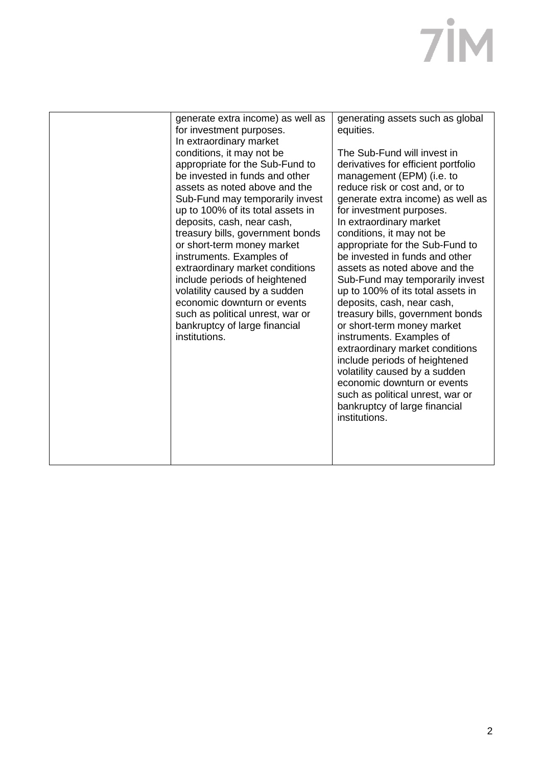| | | |
|---|---|---|
| | generate extra income) as well as for investment purposes.<br>In extraordinary market conditions, it may not be appropriate for the Sub-Fund to be invested in funds and other assets as noted above and the Sub-Fund may temporarily invest up to 100% of its total assets in deposits, cash, near cash, treasury bills, government bonds or short-term money market instruments. Examples of extraordinary market conditions include periods of heightened volatility caused by a sudden economic downturn or events such as political unrest, war or bankruptcy of large financial institutions. | generating assets such as global equities.<br><br>The Sub-Fund will invest in derivatives for efficient portfolio management (EPM) (i.e. to reduce risk or cost and, or to generate extra income) as well as for investment purposes.<br>In extraordinary market conditions, it may not be appropriate for the Sub-Fund to be invested in funds and other assets as noted above and the Sub-Fund may temporarily invest up to 100% of its total assets in deposits, cash, near cash, treasury bills, government bonds or short-term money market instruments. Examples of extraordinary market conditions include periods of heightened volatility caused by a sudden economic downturn or events such as political unrest, war or bankruptcy of large financial institutions. |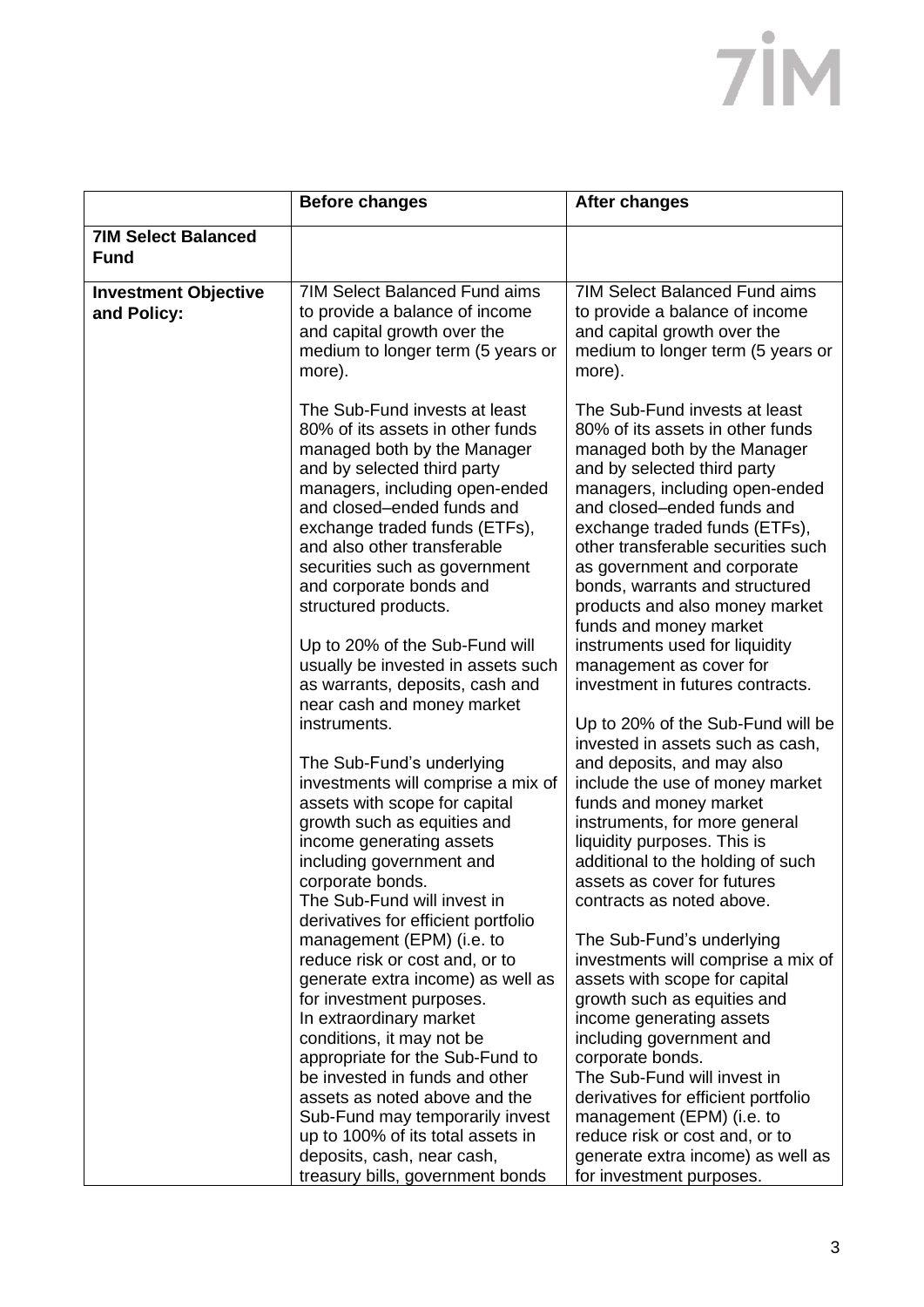| | Before changes | After changes |
|---|---|---|
| **7IM Select Balanced Fund** | | |
| **Investment Objective and Policy:** | 7IM Select Balanced Fund aims to provide a balance of income and capital growth over the medium to longer term (5 years or more).<br><br>The Sub-Fund invests at least 80% of its assets in other funds managed both by the Manager and by selected third party managers, including open-ended and closed–ended funds and exchange traded funds (ETFs), and also other transferable securities such as government and corporate bonds and structured products.<br><br>Up to 20% of the Sub-Fund will usually be invested in assets such as warrants, deposits, cash and near cash and money market instruments.<br><br>The Sub-Fund's underlying investments will comprise a mix of assets with scope for capital growth such as equities and income generating assets including government and corporate bonds.<br>The Sub-Fund will invest in derivatives for efficient portfolio management (EPM) (i.e. to reduce risk or cost and, or to generate extra income) as well as for investment purposes.<br>In extraordinary market conditions, it may not be appropriate for the Sub-Fund to be invested in funds and other assets as noted above and the Sub-Fund may temporarily invest up to 100% of its total assets in deposits, cash, near cash, treasury bills, government bonds | 7IM Select Balanced Fund aims to provide a balance of income and capital growth over the medium to longer term (5 years or more).<br><br>The Sub-Fund invests at least 80% of its assets in other funds managed both by the Manager and by selected third party managers, including open-ended and closed–ended funds and exchange traded funds (ETFs), other transferable securities such as government and corporate bonds, warrants and structured products and also money market funds and money market instruments used for liquidity management as cover for investment in futures contracts.<br><br>Up to 20% of the Sub-Fund will be invested in assets such as cash, and deposits, and may also include the use of money market funds and money market instruments, for more general liquidity purposes. This is additional to the holding of such assets as cover for futures contracts as noted above.<br><br>The Sub-Fund's underlying investments will comprise a mix of assets with scope for capital growth such as equities and income generating assets including government and corporate bonds.<br>The Sub-Fund will invest in derivatives for efficient portfolio management (EPM) (i.e. to reduce risk or cost and, or to generate extra income) as well as for investment purposes. |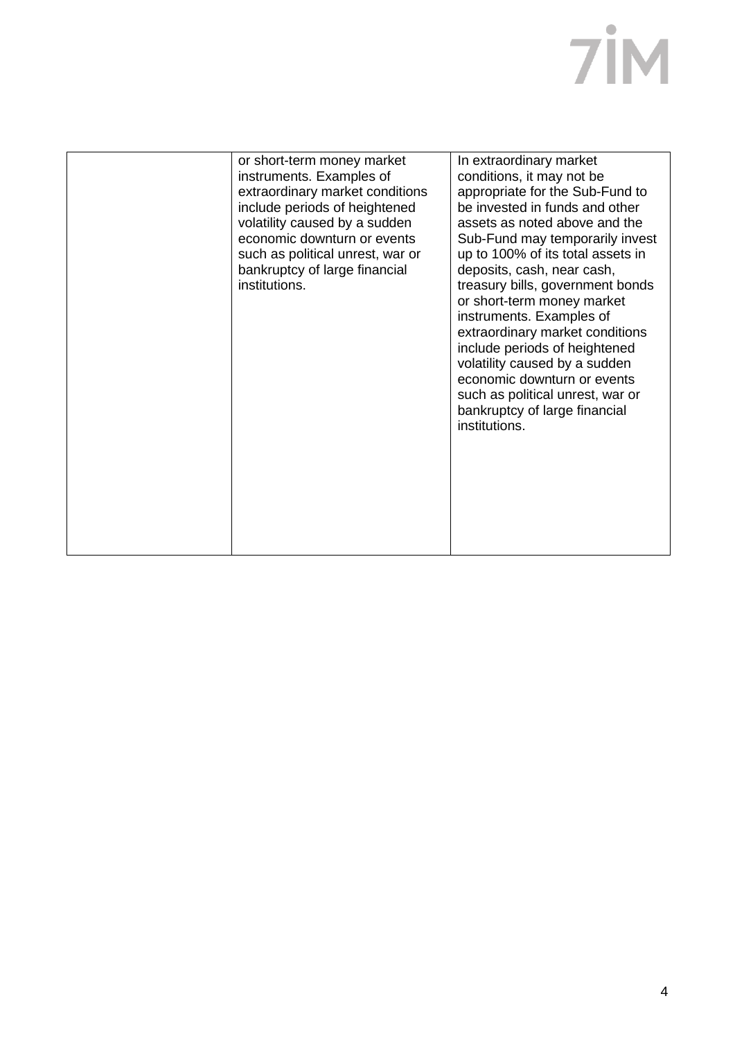| | | |
|---|---|---|
| | or short-term money market instruments. Examples of extraordinary market conditions include periods of heightened volatility caused by a sudden economic downturn or events such as political unrest, war or bankruptcy of large financial institutions. | In extraordinary market conditions, it may not be appropriate for the Sub-Fund to be invested in funds and other assets as noted above and the Sub-Fund may temporarily invest up to 100% of its total assets in deposits, cash, near cash, treasury bills, government bonds or short-term money market instruments. Examples of extraordinary market conditions include periods of heightened volatility caused by a sudden economic downturn or events such as political unrest, war or bankruptcy of large financial institutions. |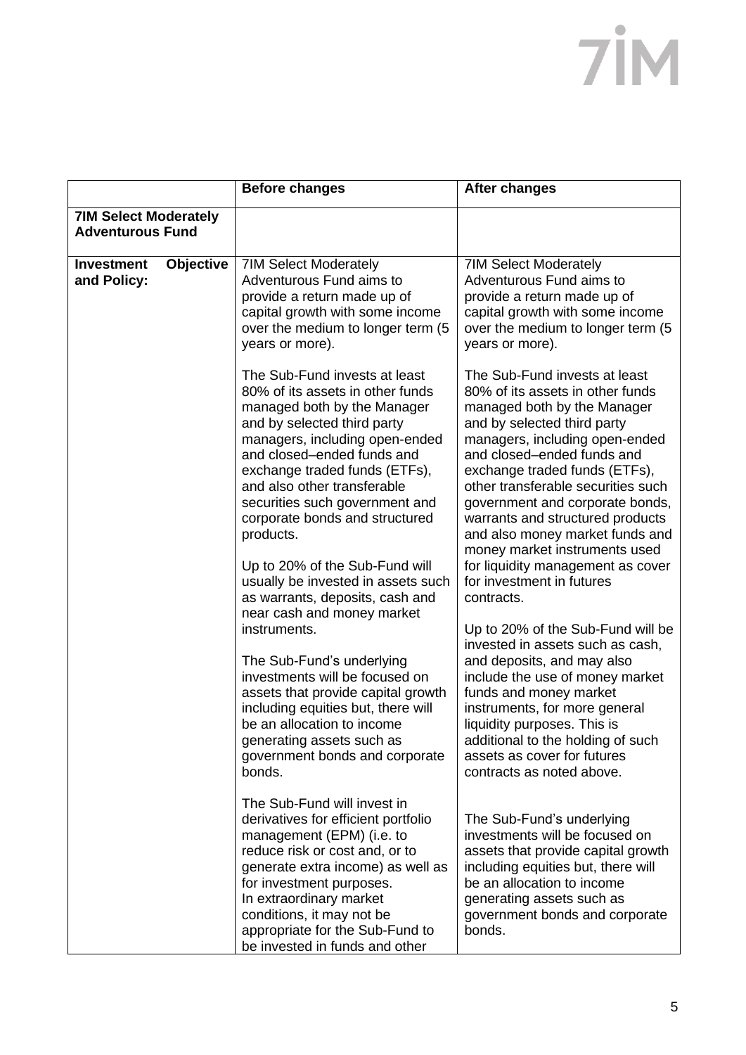| | **Before changes** | **After changes** |
|---|---|---|
| **7IM Select Moderately Adventurous Fund** | | |
| **Investment Objective and Policy:** | 7IM Select Moderately Adventurous Fund aims to provide a return made up of capital growth with some income over the medium to longer term (5 years or more).<br><br>The Sub-Fund invests at least 80% of its assets in other funds managed both by the Manager and by selected third party managers, including open-ended and closed–ended funds and exchange traded funds (ETFs), and also other transferable securities such government and corporate bonds and structured products.<br><br>Up to 20% of the Sub-Fund will usually be invested in assets such as warrants, deposits, cash and near cash and money market instruments.<br><br>The Sub-Fund's underlying investments will be focused on assets that provide capital growth including equities but, there will be an allocation to income generating assets such as government bonds and corporate bonds.<br><br>The Sub-Fund will invest in derivatives for efficient portfolio management (EPM) (i.e. to reduce risk or cost and, or to generate extra income) as well as for investment purposes.<br>In extraordinary market conditions, it may not be appropriate for the Sub-Fund to be invested in funds and other | 7IM Select Moderately Adventurous Fund aims to provide a return made up of capital growth with some income over the medium to longer term (5 years or more).<br><br>The Sub-Fund invests at least 80% of its assets in other funds managed both by the Manager and by selected third party managers, including open-ended and closed–ended funds and exchange traded funds (ETFs), other transferable securities such government and corporate bonds, warrants and structured products and also money market funds and money market instruments used for liquidity management as cover for investment in futures contracts.<br><br>Up to 20% of the Sub-Fund will be invested in assets such as cash, and deposits, and may also include the use of money market funds and money market instruments, for more general liquidity purposes. This is additional to the holding of such assets as cover for futures contracts as noted above.<br><br>The Sub-Fund's underlying investments will be focused on assets that provide capital growth including equities but, there will be an allocation to income generating assets such as government bonds and corporate bonds. |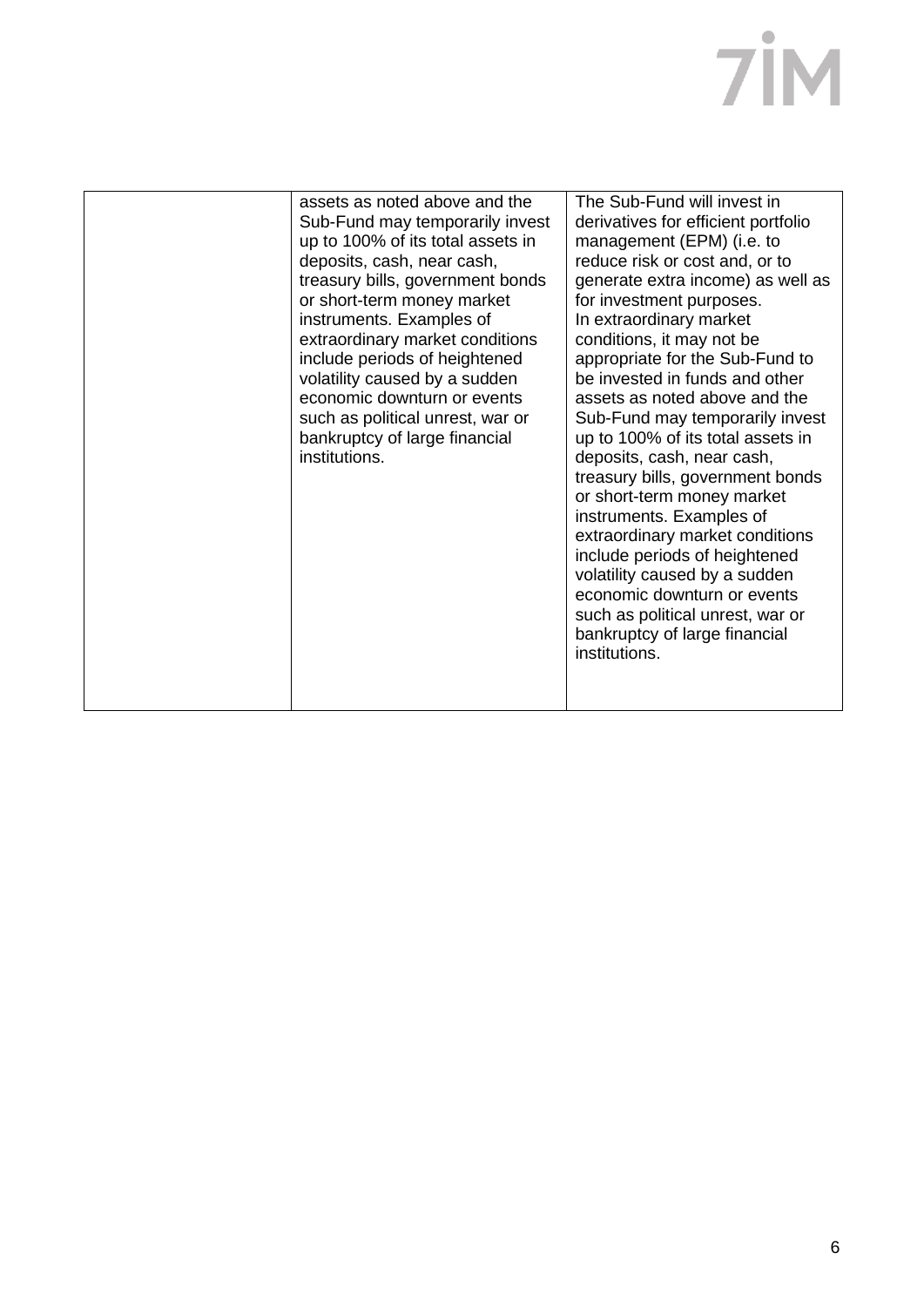| | | |
|---|---|---|
| | assets as noted above and the Sub-Fund may temporarily invest up to 100% of its total assets in deposits, cash, near cash, treasury bills, government bonds or short-term money market instruments. Examples of extraordinary market conditions include periods of heightened volatility caused by a sudden economic downturn or events such as political unrest, war or bankruptcy of large financial institutions. | The Sub-Fund will invest in derivatives for efficient portfolio management (EPM) (i.e. to reduce risk or cost and, or to generate extra income) as well as for investment purposes.<br>In extraordinary market conditions, it may not be appropriate for the Sub-Fund to be invested in funds and other assets as noted above and the Sub-Fund may temporarily invest up to 100% of its total assets in deposits, cash, near cash, treasury bills, government bonds or short-term money market instruments. Examples of extraordinary market conditions include periods of heightened volatility caused by a sudden economic downturn or events such as political unrest, war or bankruptcy of large financial institutions. |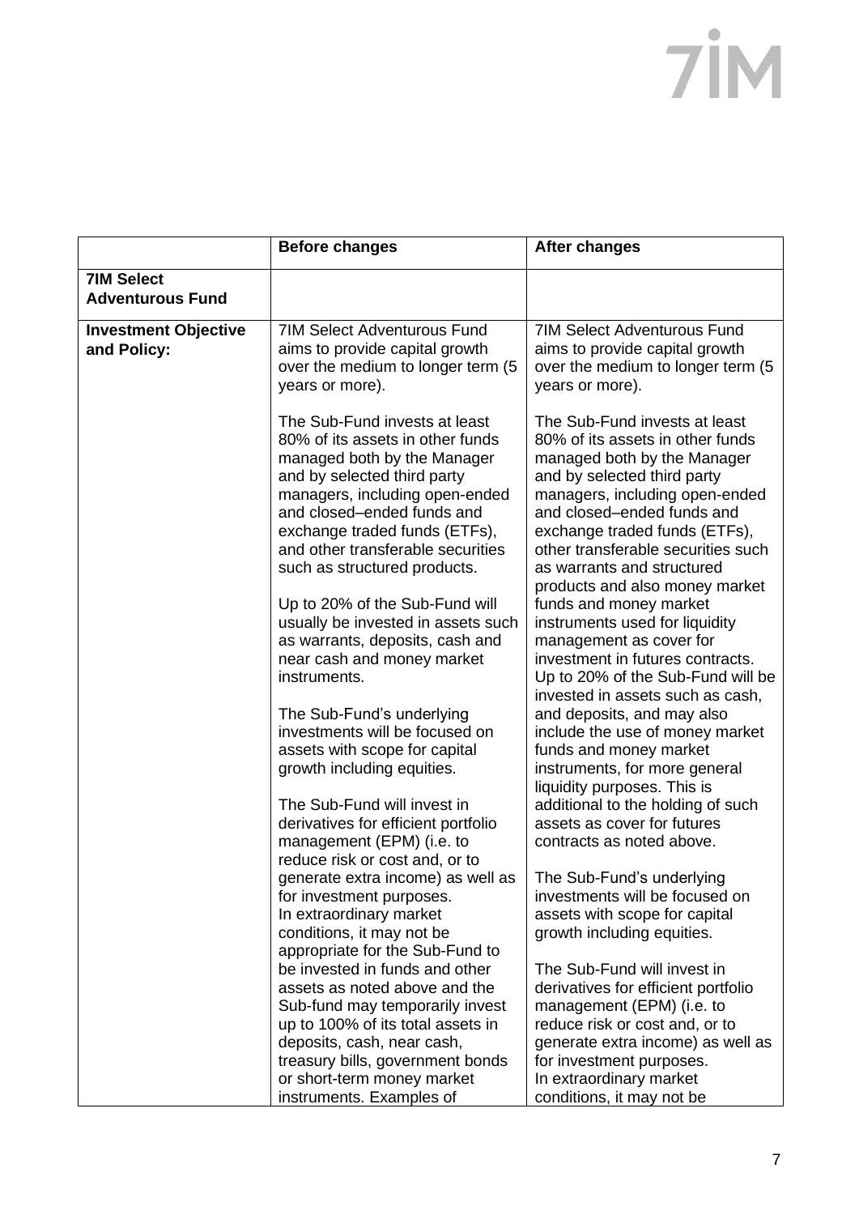| | Before changes | After changes |
|---|---|---|
| **7IM Select Adventurous Fund** | | |
| **Investment Objective and Policy:** | 7IM Select Adventurous Fund aims to provide capital growth over the medium to longer term (5 years or more).<br><br>The Sub-Fund invests at least 80% of its assets in other funds managed both by the Manager and by selected third party managers, including open-ended and closed–ended funds and exchange traded funds (ETFs), and other transferable securities such as structured products.<br><br>Up to 20% of the Sub-Fund will usually be invested in assets such as warrants, deposits, cash and near cash and money market instruments.<br><br>The Sub-Fund's underlying investments will be focused on assets with scope for capital growth including equities.<br><br>The Sub-Fund will invest in derivatives for efficient portfolio management (EPM) (i.e. to reduce risk or cost and, or to generate extra income) as well as for investment purposes.<br>In extraordinary market conditions, it may not be appropriate for the Sub-Fund to be invested in funds and other assets as noted above and the Sub-fund may temporarily invest up to 100% of its total assets in deposits, cash, near cash, treasury bills, government bonds or short-term money market instruments. Examples of | 7IM Select Adventurous Fund aims to provide capital growth over the medium to longer term (5 years or more).<br><br>The Sub-Fund invests at least 80% of its assets in other funds managed both by the Manager and by selected third party managers, including open-ended and closed–ended funds and exchange traded funds (ETFs), other transferable securities such as warrants and structured products and also money market funds and money market instruments used for liquidity management as cover for investment in futures contracts. Up to 20% of the Sub-Fund will be invested in assets such as cash, and deposits, and may also include the use of money market funds and money market instruments, for more general liquidity purposes. This is additional to the holding of such assets as cover for futures contracts as noted above.<br><br>The Sub-Fund's underlying investments will be focused on assets with scope for capital growth including equities.<br><br>The Sub-Fund will invest in derivatives for efficient portfolio management (EPM) (i.e. to reduce risk or cost and, or to generate extra income) as well as for investment purposes.<br>In extraordinary market conditions, it may not be |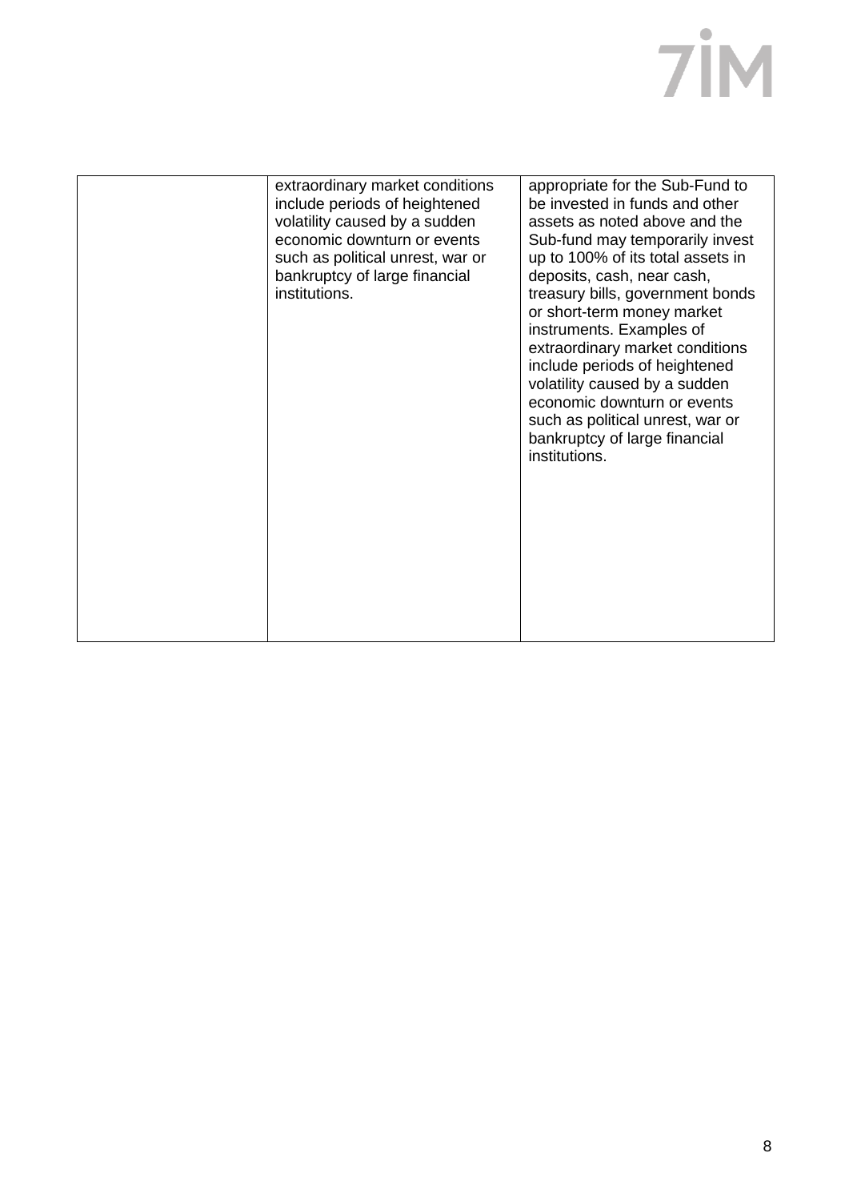| | | |
|---|---|---|
| | extraordinary market conditions include periods of heightened volatility caused by a sudden economic downturn or events such as political unrest, war or bankruptcy of large financial institutions. | appropriate for the Sub-Fund to be invested in funds and other assets as noted above and the Sub-fund may temporarily invest up to 100% of its total assets in deposits, cash, near cash, treasury bills, government bonds or short-term money market instruments. Examples of extraordinary market conditions include periods of heightened volatility caused by a sudden economic downturn or events such as political unrest, war or bankruptcy of large financial institutions. |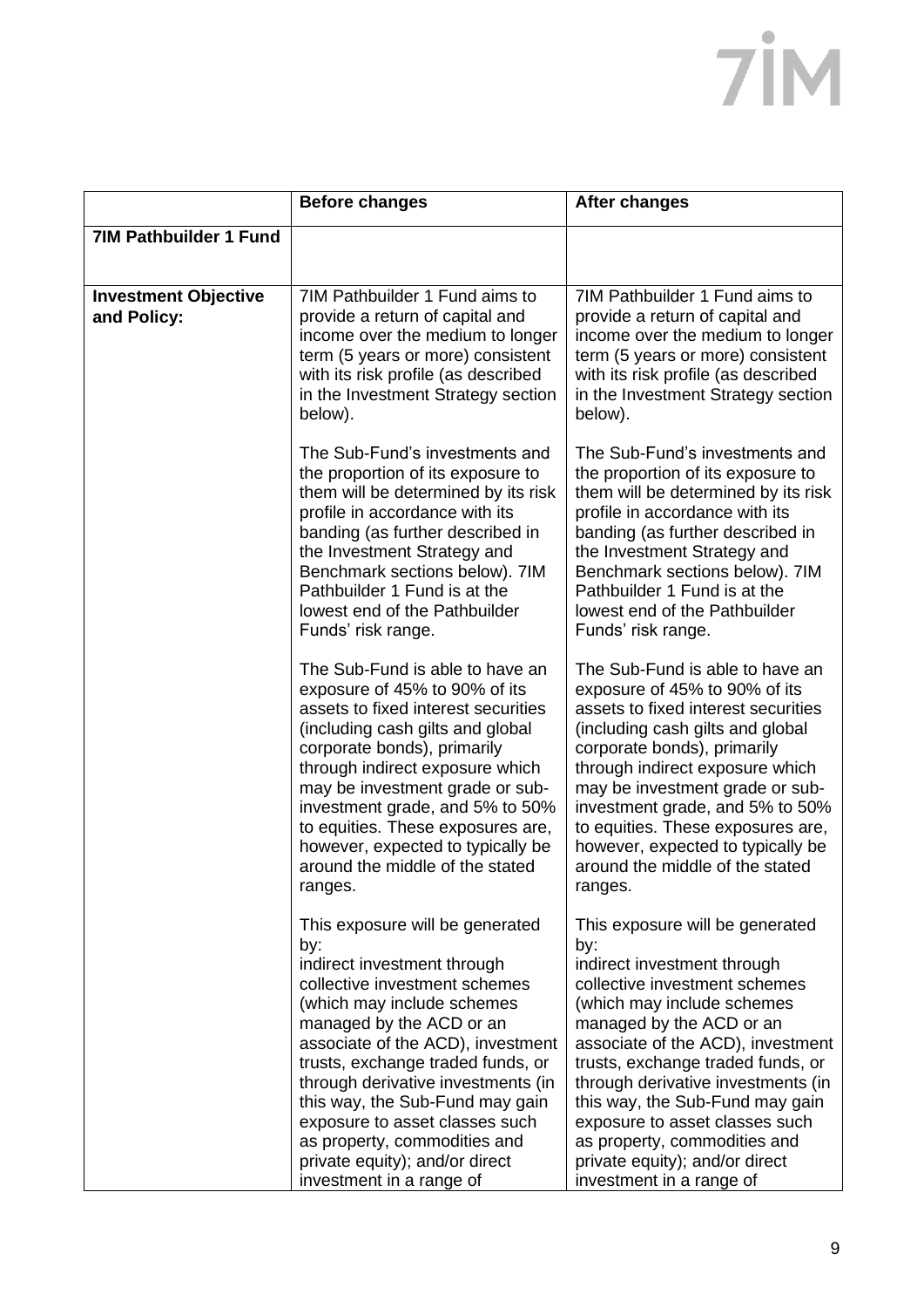| | Before changes | After changes |
|---|---|---|
| **7IM Pathbuilder 1 Fund** | | |
| **Investment Objective and Policy:** | 7IM Pathbuilder 1 Fund aims to provide a return of capital and income over the medium to longer term (5 years or more) consistent with its risk profile (as described in the Investment Strategy section below).<br><br>The Sub-Fund's investments and the proportion of its exposure to them will be determined by its risk profile in accordance with its banding (as further described in the Investment Strategy and Benchmark sections below). 7IM Pathbuilder 1 Fund is at the lowest end of the Pathbuilder Funds' risk range.<br><br>The Sub-Fund is able to have an exposure of 45% to 90% of its assets to fixed interest securities (including cash gilts and global corporate bonds), primarily through indirect exposure which may be investment grade or sub-investment grade, and 5% to 50% to equities. These exposures are, however, expected to typically be around the middle of the stated ranges.<br><br>This exposure will be generated by:<br>indirect investment through collective investment schemes (which may include schemes managed by the ACD or an associate of the ACD), investment trusts, exchange traded funds, or through derivative investments (in this way, the Sub-Fund may gain exposure to asset classes such as property, commodities and private equity); and/or direct investment in a range of | 7IM Pathbuilder 1 Fund aims to provide a return of capital and income over the medium to longer term (5 years or more) consistent with its risk profile (as described in the Investment Strategy section below).<br><br>The Sub-Fund's investments and the proportion of its exposure to them will be determined by its risk profile in accordance with its banding (as further described in the Investment Strategy and Benchmark sections below). 7IM Pathbuilder 1 Fund is at the lowest end of the Pathbuilder Funds' risk range.<br><br>The Sub-Fund is able to have an exposure of 45% to 90% of its assets to fixed interest securities (including cash gilts and global corporate bonds), primarily through indirect exposure which may be investment grade or sub-investment grade, and 5% to 50% to equities. These exposures are, however, expected to typically be around the middle of the stated ranges.<br><br>This exposure will be generated by:<br>indirect investment through collective investment schemes (which may include schemes managed by the ACD or an associate of the ACD), investment trusts, exchange traded funds, or through derivative investments (in this way, the Sub-Fund may gain exposure to asset classes such as property, commodities and private equity); and/or direct investment in a range of |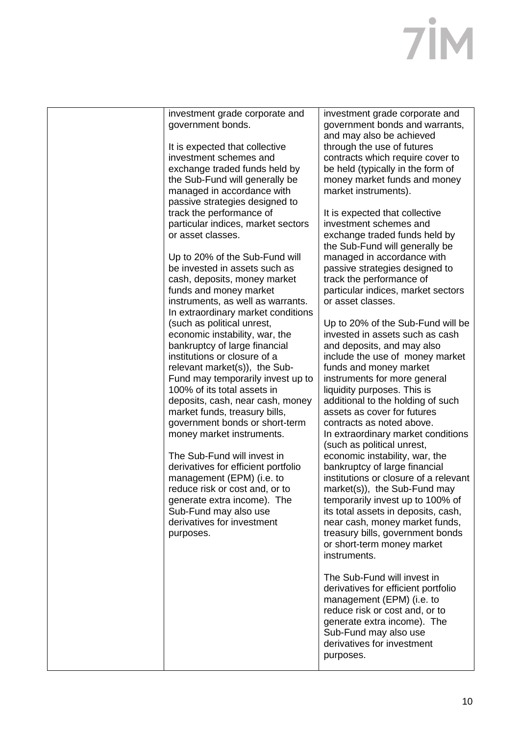| | | |
|---|---|---|
| | investment grade corporate and government bonds.<br><br>It is expected that collective investment schemes and exchange traded funds held by the Sub-Fund will generally be managed in accordance with passive strategies designed to track the performance of particular indices, market sectors or asset classes.<br><br>Up to 20% of the Sub-Fund will be invested in assets such as cash, deposits, money market funds and money market instruments, as well as warrants. In extraordinary market conditions (such as political unrest, economic instability, war, the bankruptcy of large financial institutions or closure of a relevant market(s)), the Sub-Fund may temporarily invest up to 100% of its total assets in deposits, cash, near cash, money market funds, treasury bills, government bonds or short-term money market instruments.<br><br>The Sub-Fund will invest in derivatives for efficient portfolio management (EPM) (i.e. to reduce risk or cost and, or to generate extra income). The Sub-Fund may also use derivatives for investment purposes. | investment grade corporate and government bonds and warrants, and may also be achieved through the use of futures contracts which require cover to be held (typically in the form of money market funds and money market instruments).<br><br>It is expected that collective investment schemes and exchange traded funds held by the Sub-Fund will generally be managed in accordance with passive strategies designed to track the performance of particular indices, market sectors or asset classes.<br><br>Up to 20% of the Sub-Fund will be invested in assets such as cash and deposits, and may also include the use of money market funds and money market instruments for more general liquidity purposes. This is additional to the holding of such assets as cover for futures contracts as noted above. In extraordinary market conditions (such as political unrest, economic instability, war, the bankruptcy of large financial institutions or closure of a relevant market(s)), the Sub-Fund may temporarily invest up to 100% of its total assets in deposits, cash, near cash, money market funds, treasury bills, government bonds or short-term money market instruments.<br><br>The Sub-Fund will invest in derivatives for efficient portfolio management (EPM) (i.e. to reduce risk or cost and, or to generate extra income). The Sub-Fund may also use derivatives for investment purposes. |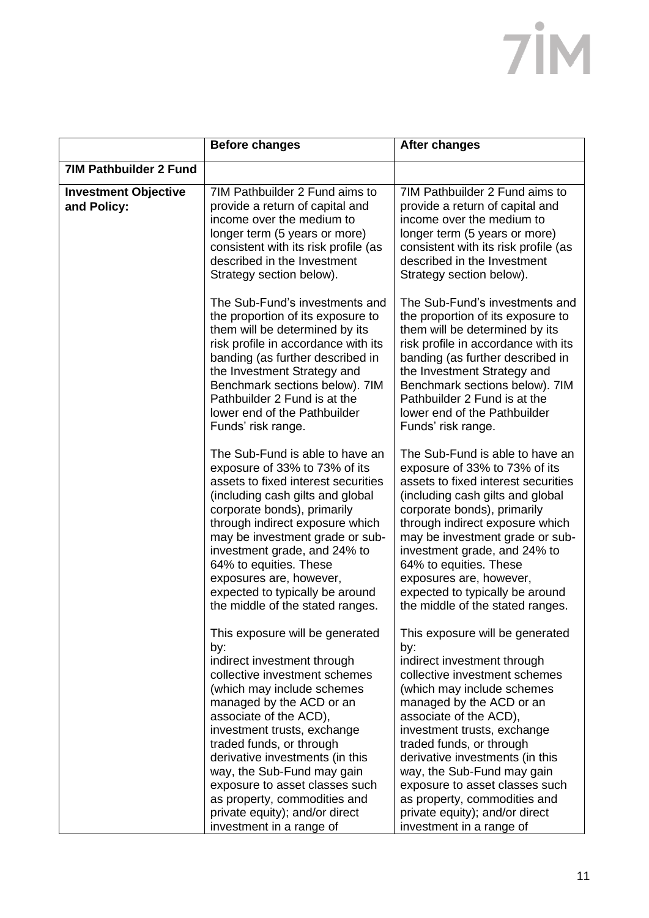| | Before changes | After changes |
|---|---|---|
| **7IM Pathbuilder 2 Fund** | | |
| **Investment Objective and Policy:** | 7IM Pathbuilder 2 Fund aims to provide a return of capital and income over the medium to longer term (5 years or more) consistent with its risk profile (as described in the Investment Strategy section below).<br><br>The Sub-Fund's investments and the proportion of its exposure to them will be determined by its risk profile in accordance with its banding (as further described in the Investment Strategy and Benchmark sections below). 7IM Pathbuilder 2 Fund is at the lower end of the Pathbuilder Funds' risk range.<br><br>The Sub-Fund is able to have an exposure of 33% to 73% of its assets to fixed interest securities (including cash gilts and global corporate bonds), primarily through indirect exposure which may be investment grade or sub-investment grade, and 24% to 64% to equities. These exposures are, however, expected to typically be around the middle of the stated ranges.<br><br>This exposure will be generated by:<br>indirect investment through collective investment schemes (which may include schemes managed by the ACD or an associate of the ACD), investment trusts, exchange traded funds, or through derivative investments (in this way, the Sub-Fund may gain exposure to asset classes such as property, commodities and private equity); and/or direct investment in a range of | 7IM Pathbuilder 2 Fund aims to provide a return of capital and income over the medium to longer term (5 years or more) consistent with its risk profile (as described in the Investment Strategy section below).<br><br>The Sub-Fund's investments and the proportion of its exposure to them will be determined by its risk profile in accordance with its banding (as further described in the Investment Strategy and Benchmark sections below). 7IM Pathbuilder 2 Fund is at the lower end of the Pathbuilder Funds' risk range.<br><br>The Sub-Fund is able to have an exposure of 33% to 73% of its assets to fixed interest securities (including cash gilts and global corporate bonds), primarily through indirect exposure which may be investment grade or sub-investment grade, and 24% to 64% to equities. These exposures are, however, expected to typically be around the middle of the stated ranges.<br><br>This exposure will be generated by:<br>indirect investment through collective investment schemes (which may include schemes managed by the ACD or an associate of the ACD), investment trusts, exchange traded funds, or through derivative investments (in this way, the Sub-Fund may gain exposure to asset classes such as property, commodities and private equity); and/or direct investment in a range of |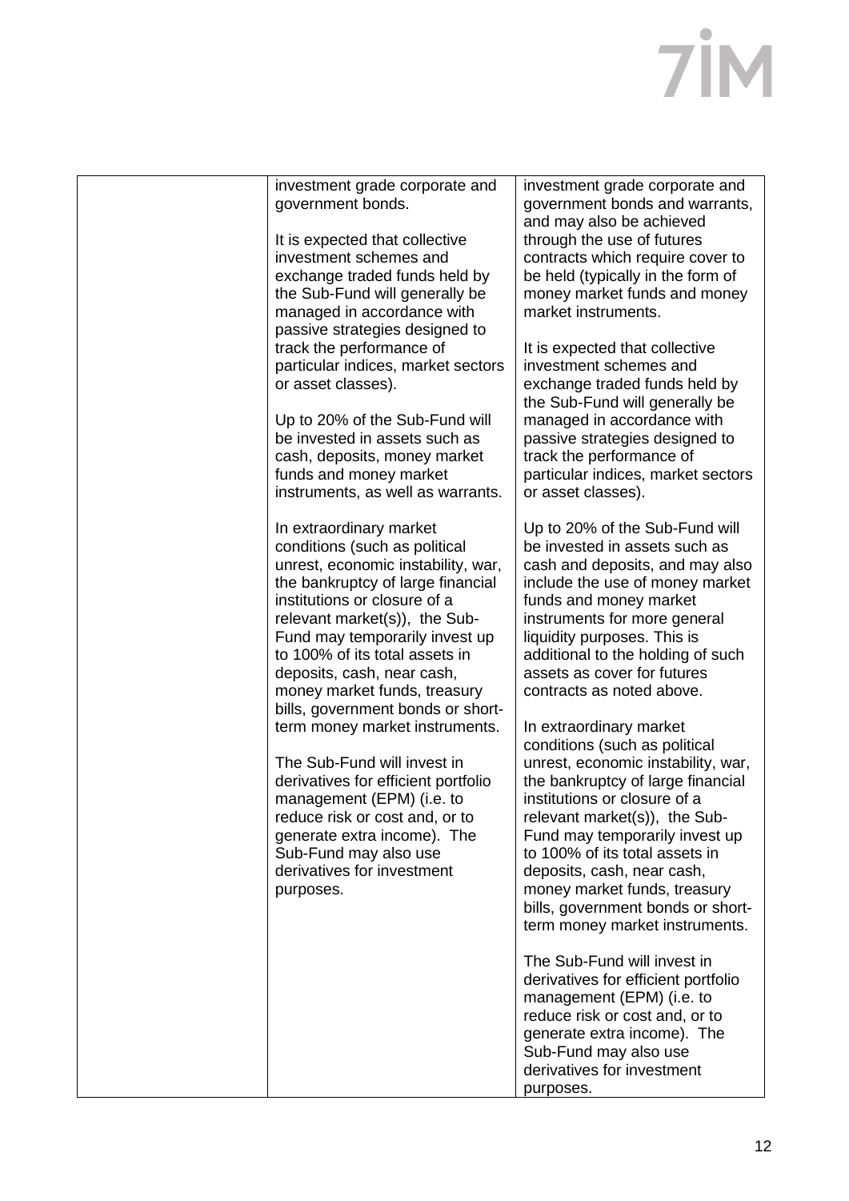| | | |
|---|---|---|
| | investment grade corporate and government bonds.<br><br>It is expected that collective investment schemes and exchange traded funds held by the Sub-Fund will generally be managed in accordance with passive strategies designed to track the performance of particular indices, market sectors or asset classes).<br><br>Up to 20% of the Sub-Fund will be invested in assets such as cash, deposits, money market funds and money market instruments, as well as warrants.<br><br>In extraordinary market conditions (such as political unrest, economic instability, war, the bankruptcy of large financial institutions or closure of a relevant market(s)), the Sub-Fund may temporarily invest up to 100% of its total assets in deposits, cash, near cash, money market funds, treasury bills, government bonds or short-term money market instruments.<br><br>The Sub-Fund will invest in derivatives for efficient portfolio management (EPM) (i.e. to reduce risk or cost and, or to generate extra income). The Sub-Fund may also use derivatives for investment purposes. | investment grade corporate and government bonds and warrants, and may also be achieved through the use of futures contracts which require cover to be held (typically in the form of money market funds and money market instruments.<br><br>It is expected that collective investment schemes and exchange traded funds held by the Sub-Fund will generally be managed in accordance with passive strategies designed to track the performance of particular indices, market sectors or asset classes).<br><br>Up to 20% of the Sub-Fund will be invested in assets such as cash and deposits, and may also include the use of money market funds and money market instruments for more general liquidity purposes. This is additional to the holding of such assets as cover for futures contracts as noted above.<br><br>In extraordinary market conditions (such as political unrest, economic instability, war, the bankruptcy of large financial institutions or closure of a relevant market(s)), the Sub-Fund may temporarily invest up to 100% of its total assets in deposits, cash, near cash, money market funds, treasury bills, government bonds or short-term money market instruments.<br><br>The Sub-Fund will invest in derivatives for efficient portfolio management (EPM) (i.e. to reduce risk or cost and, or to generate extra income). The Sub-Fund may also use derivatives for investment purposes. |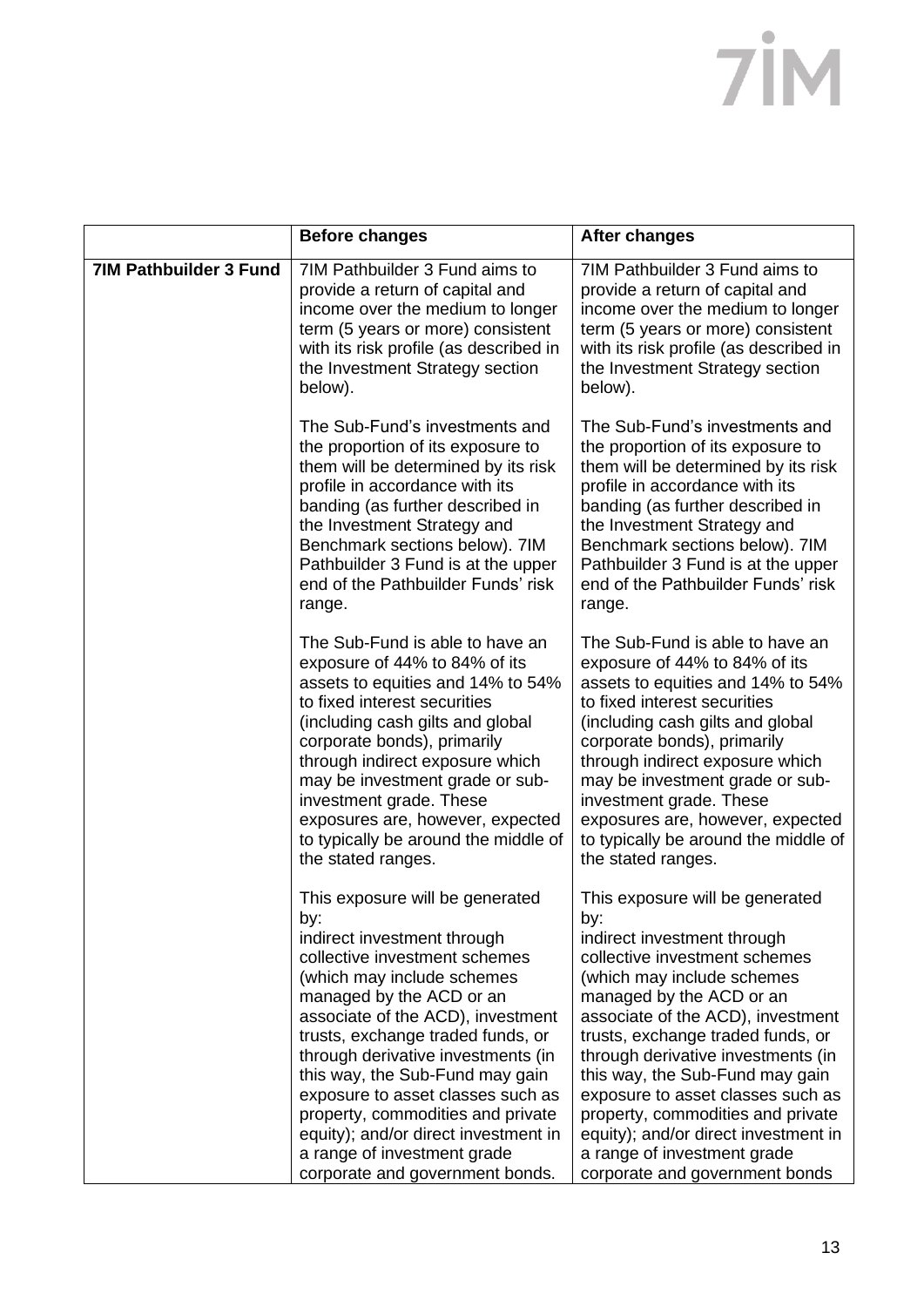| | **Before changes** | **After changes** |
|---|---|---|
| **7IM Pathbuilder 3 Fund** | 7IM Pathbuilder 3 Fund aims to provide a return of capital and income over the medium to longer term (5 years or more) consistent with its risk profile (as described in the Investment Strategy section below).<br><br>The Sub-Fund's investments and the proportion of its exposure to them will be determined by its risk profile in accordance with its banding (as further described in the Investment Strategy and Benchmark sections below). 7IM Pathbuilder 3 Fund is at the upper end of the Pathbuilder Funds' risk range.<br><br>The Sub-Fund is able to have an exposure of 44% to 84% of its assets to equities and 14% to 54% to fixed interest securities (including cash gilts and global corporate bonds), primarily through indirect exposure which may be investment grade or sub-investment grade. These exposures are, however, expected to typically be around the middle of the stated ranges.<br><br>This exposure will be generated by:<br>indirect investment through collective investment schemes (which may include schemes managed by the ACD or an associate of the ACD), investment trusts, exchange traded funds, or through derivative investments (in this way, the Sub-Fund may gain exposure to asset classes such as property, commodities and private equity); and/or direct investment in a range of investment grade corporate and government bonds. | 7IM Pathbuilder 3 Fund aims to provide a return of capital and income over the medium to longer term (5 years or more) consistent with its risk profile (as described in the Investment Strategy section below).<br><br>The Sub-Fund's investments and the proportion of its exposure to them will be determined by its risk profile in accordance with its banding (as further described in the Investment Strategy and Benchmark sections below). 7IM Pathbuilder 3 Fund is at the upper end of the Pathbuilder Funds' risk range.<br><br>The Sub-Fund is able to have an exposure of 44% to 84% of its assets to equities and 14% to 54% to fixed interest securities (including cash gilts and global corporate bonds), primarily through indirect exposure which may be investment grade or sub-investment grade. These exposures are, however, expected to typically be around the middle of the stated ranges.<br><br>This exposure will be generated by:<br>indirect investment through collective investment schemes (which may include schemes managed by the ACD or an associate of the ACD), investment trusts, exchange traded funds, or through derivative investments (in this way, the Sub-Fund may gain exposure to asset classes such as property, commodities and private equity); and/or direct investment in a range of investment grade corporate and government bonds |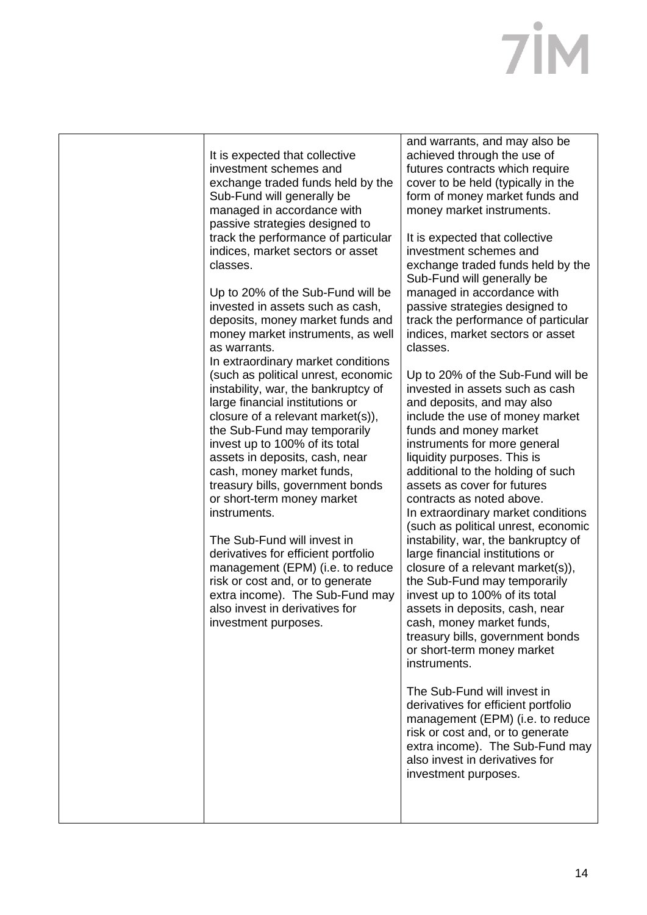| | | |
|---|---|---|
| | It is expected that collective investment schemes and exchange traded funds held by the Sub-Fund will generally be managed in accordance with passive strategies designed to track the performance of particular indices, market sectors or asset classes.<br><br>Up to 20% of the Sub-Fund will be invested in assets such as cash, deposits, money market funds and money market instruments, as well as warrants.<br>In extraordinary market conditions (such as political unrest, economic instability, war, the bankruptcy of large financial institutions or closure of a relevant market(s)), the Sub-Fund may temporarily invest up to 100% of its total assets in deposits, cash, near cash, money market funds, treasury bills, government bonds or short-term money market instruments.<br><br>The Sub-Fund will invest in derivatives for efficient portfolio management (EPM) (i.e. to reduce risk or cost and, or to generate extra income). The Sub-Fund may also invest in derivatives for investment purposes. | and warrants, and may also be achieved through the use of futures contracts which require cover to be held (typically in the form of money market funds and money market instruments.<br><br>It is expected that collective investment schemes and exchange traded funds held by the Sub-Fund will generally be managed in accordance with passive strategies designed to track the performance of particular indices, market sectors or asset classes.<br><br>Up to 20% of the Sub-Fund will be invested in assets such as cash and deposits, and may also include the use of money market funds and money market instruments for more general liquidity purposes. This is additional to the holding of such assets as cover for futures contracts as noted above.<br>In extraordinary market conditions (such as political unrest, economic instability, war, the bankruptcy of large financial institutions or closure of a relevant market(s)), the Sub-Fund may temporarily invest up to 100% of its total assets in deposits, cash, near cash, money market funds, treasury bills, government bonds or short-term money market instruments.<br><br>The Sub-Fund will invest in derivatives for efficient portfolio management (EPM) (i.e. to reduce risk or cost and, or to generate extra income). The Sub-Fund may also invest in derivatives for investment purposes. |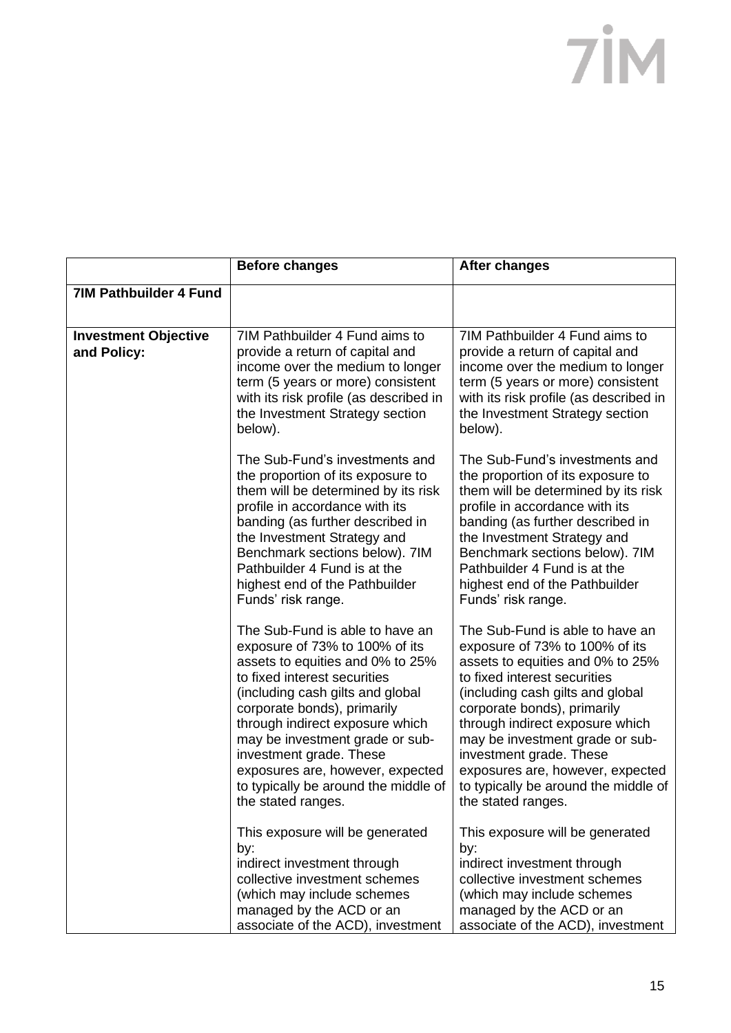| | Before changes | After changes |
|---|---|---|
| **7IM Pathbuilder 4 Fund** | | |
| **Investment Objective and Policy:** | 7IM Pathbuilder 4 Fund aims to provide a return of capital and income over the medium to longer term (5 years or more) consistent with its risk profile (as described in the Investment Strategy section below).<br><br>The Sub-Fund's investments and the proportion of its exposure to them will be determined by its risk profile in accordance with its banding (as further described in the Investment Strategy and Benchmark sections below). 7IM Pathbuilder 4 Fund is at the highest end of the Pathbuilder Funds' risk range.<br><br>The Sub-Fund is able to have an exposure of 73% to 100% of its assets to equities and 0% to 25% to fixed interest securities (including cash gilts and global corporate bonds), primarily through indirect exposure which may be investment grade or sub-investment grade. These exposures are, however, expected to typically be around the middle of the stated ranges.<br><br>This exposure will be generated by:<br>indirect investment through collective investment schemes (which may include schemes managed by the ACD or an associate of the ACD), investment | 7IM Pathbuilder 4 Fund aims to provide a return of capital and income over the medium to longer term (5 years or more) consistent with its risk profile (as described in the Investment Strategy section below).<br><br>The Sub-Fund's investments and the proportion of its exposure to them will be determined by its risk profile in accordance with its banding (as further described in the Investment Strategy and Benchmark sections below). 7IM Pathbuilder 4 Fund is at the highest end of the Pathbuilder Funds' risk range.<br><br>The Sub-Fund is able to have an exposure of 73% to 100% of its assets to equities and 0% to 25% to fixed interest securities (including cash gilts and global corporate bonds), primarily through indirect exposure which may be investment grade or sub-investment grade. These exposures are, however, expected to typically be around the middle of the stated ranges.<br><br>This exposure will be generated by:<br>indirect investment through collective investment schemes (which may include schemes managed by the ACD or an associate of the ACD), investment |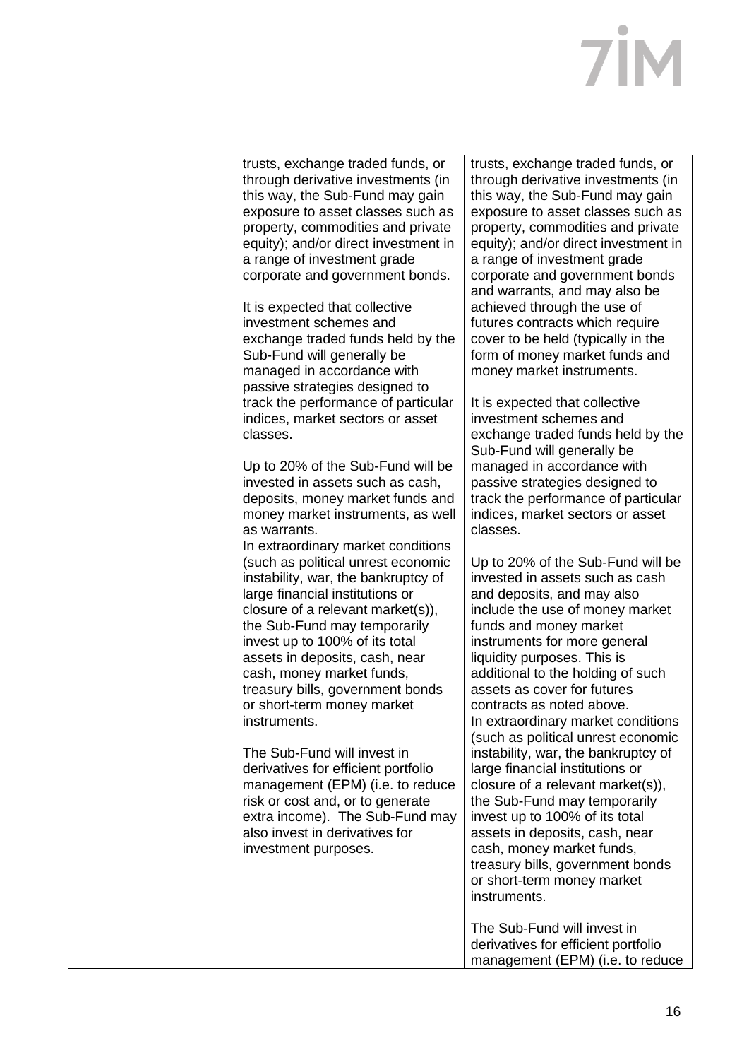| | | |
|---|---|---|
| | trusts, exchange traded funds, or through derivative investments (in this way, the Sub-Fund may gain exposure to asset classes such as property, commodities and private equity); and/or direct investment in a range of investment grade corporate and government bonds.<br><br>It is expected that collective investment schemes and exchange traded funds held by the Sub-Fund will generally be managed in accordance with passive strategies designed to track the performance of particular indices, market sectors or asset classes.<br><br>Up to 20% of the Sub-Fund will be invested in assets such as cash, deposits, money market funds and money market instruments, as well as warrants.<br>In extraordinary market conditions (such as political unrest economic instability, war, the bankruptcy of large financial institutions or closure of a relevant market(s)), the Sub-Fund may temporarily invest up to 100% of its total assets in deposits, cash, near cash, money market funds, treasury bills, government bonds or short-term money market instruments.<br><br>The Sub-Fund will invest in derivatives for efficient portfolio management (EPM) (i.e. to reduce risk or cost and, or to generate extra income). The Sub-Fund may also invest in derivatives for investment purposes. | trusts, exchange traded funds, or through derivative investments (in this way, the Sub-Fund may gain exposure to asset classes such as property, commodities and private equity); and/or direct investment in a range of investment grade corporate and government bonds and warrants, and may also be achieved through the use of futures contracts which require cover to be held (typically in the form of money market funds and money market instruments.<br><br>It is expected that collective investment schemes and exchange traded funds held by the Sub-Fund will generally be managed in accordance with passive strategies designed to track the performance of particular indices, market sectors or asset classes.<br><br>Up to 20% of the Sub-Fund will be invested in assets such as cash and deposits, and may also include the use of money market funds and money market instruments for more general liquidity purposes. This is additional to the holding of such assets as cover for futures contracts as noted above.<br>In extraordinary market conditions (such as political unrest economic instability, war, the bankruptcy of large financial institutions or closure of a relevant market(s)), the Sub-Fund may temporarily invest up to 100% of its total assets in deposits, cash, near cash, money market funds, treasury bills, government bonds or short-term money market instruments.<br><br>The Sub-Fund will invest in derivatives for efficient portfolio management (EPM) (i.e. to reduce |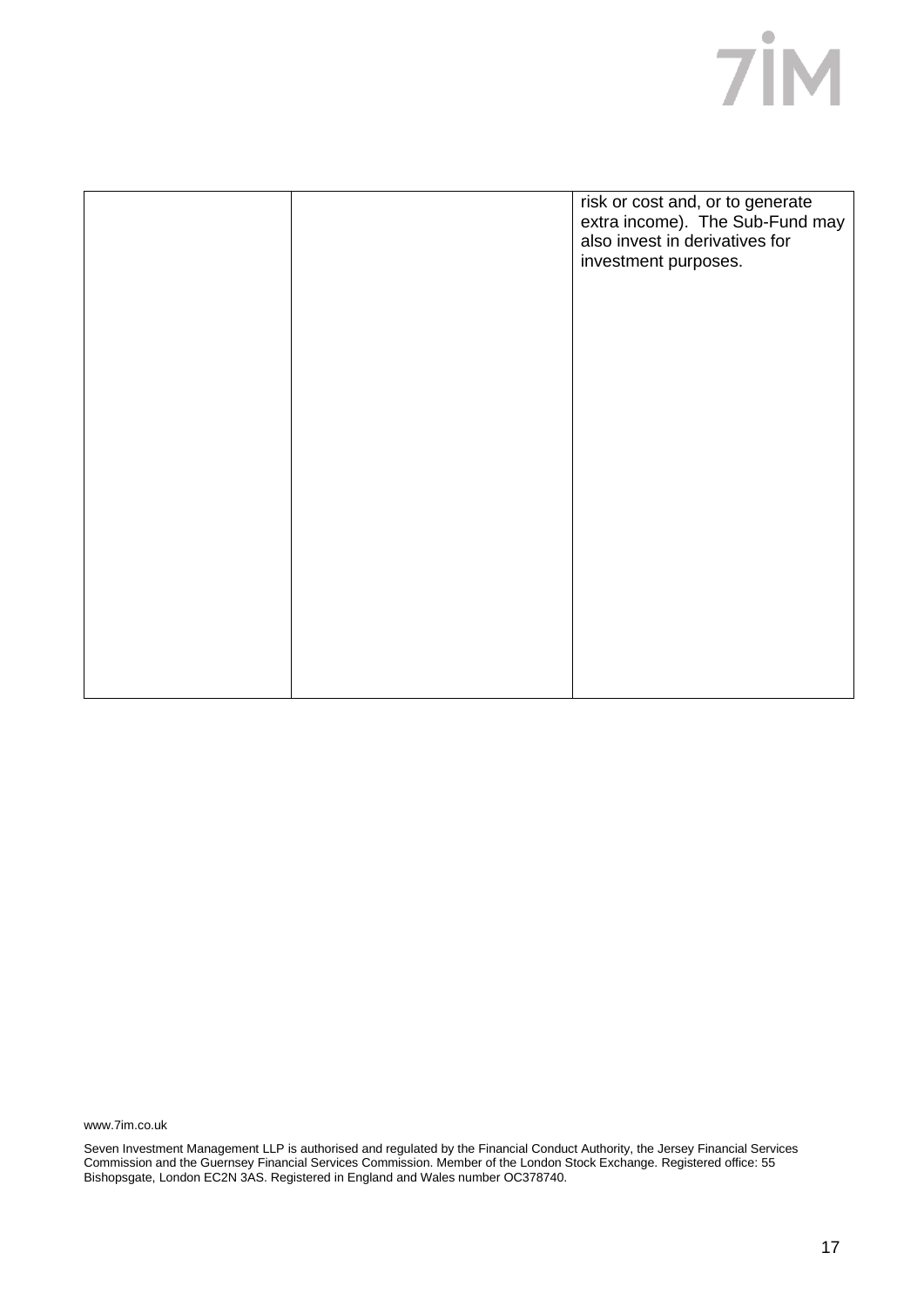| | | |
|---|---|---|
| | | risk or cost and, or to generate extra income). The Sub-Fund may also invest in derivatives for investment purposes. |

www.7im.co.uk

Seven Investment Management LLP is authorised and regulated by the Financial Conduct Authority, the Jersey Financial Services Commission and the Guernsey Financial Services Commission. Member of the London Stock Exchange. Registered office: 55 Bishopsgate, London EC2N 3AS. Registered in England and Wales number OC378740.